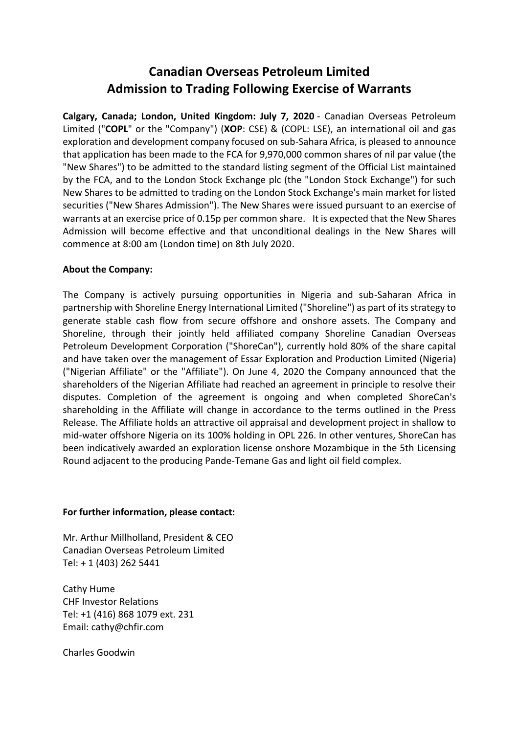# Canadian Overseas Petroleum Limited
# Admission to Trading Following Exercise of Warrants

**Calgary, Canada; London, United Kingdom: July 7, 2020** - Canadian Overseas Petroleum Limited ("**COPL**" or the "Company") (**XOP**: CSE) & (COPL: LSE), an international oil and gas exploration and development company focused on sub-Sahara Africa, is pleased to announce that application has been made to the FCA for 9,970,000 common shares of nil par value (the "New Shares") to be admitted to the standard listing segment of the Official List maintained by the FCA, and to the London Stock Exchange plc (the "London Stock Exchange") for such New Shares to be admitted to trading on the London Stock Exchange's main market for listed securities ("New Shares Admission"). The New Shares were issued pursuant to an exercise of warrants at an exercise price of 0.15p per common share. It is expected that the New Shares Admission will become effective and that unconditional dealings in the New Shares will commence at 8:00 am (London time) on 8th July 2020.

**About the Company:**

The Company is actively pursuing opportunities in Nigeria and sub-Saharan Africa in partnership with Shoreline Energy International Limited ("Shoreline") as part of its strategy to generate stable cash flow from secure offshore and onshore assets. The Company and Shoreline, through their jointly held affiliated company Shoreline Canadian Overseas Petroleum Development Corporation ("ShoreCan"), currently hold 80% of the share capital and have taken over the management of Essar Exploration and Production Limited (Nigeria) ("Nigerian Affiliate" or the "Affiliate"). On June 4, 2020 the Company announced that the shareholders of the Nigerian Affiliate had reached an agreement in principle to resolve their disputes. Completion of the agreement is ongoing and when completed ShoreCan's shareholding in the Affiliate will change in accordance to the terms outlined in the Press Release. The Affiliate holds an attractive oil appraisal and development project in shallow to mid-water offshore Nigeria on its 100% holding in OPL 226. In other ventures, ShoreCan has been indicatively awarded an exploration license onshore Mozambique in the 5th Licensing Round adjacent to the producing Pande-Temane Gas and light oil field complex.

**For further information, please contact:**

Mr. Arthur Millholland, President & CEO
Canadian Overseas Petroleum Limited
Tel: + 1 (403) 262 5441

Cathy Hume
CHF Investor Relations
Tel: +1 (416) 868 1079 ext. 231
Email: cathy@chfir.com

Charles Goodwin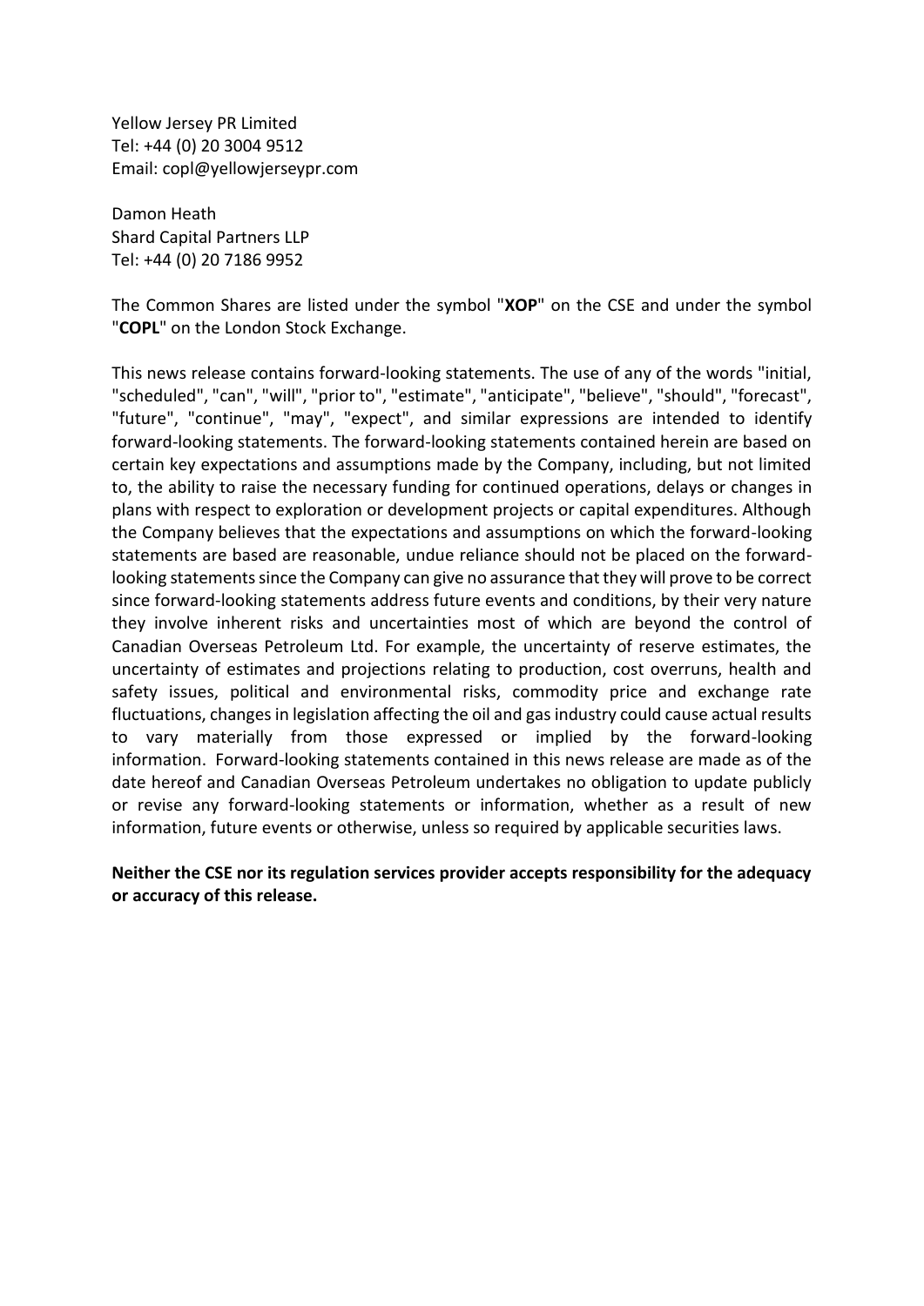Yellow Jersey PR Limited
Tel: +44 (0) 20 3004 9512
Email: copl@yellowjerseypr.com

Damon Heath
Shard Capital Partners LLP
Tel: +44 (0) 20 7186 9952

The Common Shares are listed under the symbol "**XOP**" on the CSE and under the symbol "**COPL**" on the London Stock Exchange.

This news release contains forward-looking statements. The use of any of the words "initial, "scheduled", "can", "will", "prior to", "estimate", "anticipate", "believe", "should", "forecast", "future", "continue", "may", "expect", and similar expressions are intended to identify forward-looking statements. The forward-looking statements contained herein are based on certain key expectations and assumptions made by the Company, including, but not limited to, the ability to raise the necessary funding for continued operations, delays or changes in plans with respect to exploration or development projects or capital expenditures. Although the Company believes that the expectations and assumptions on which the forward-looking statements are based are reasonable, undue reliance should not be placed on the forward-looking statements since the Company can give no assurance that they will prove to be correct since forward-looking statements address future events and conditions, by their very nature they involve inherent risks and uncertainties most of which are beyond the control of Canadian Overseas Petroleum Ltd. For example, the uncertainty of reserve estimates, the uncertainty of estimates and projections relating to production, cost overruns, health and safety issues, political and environmental risks, commodity price and exchange rate fluctuations, changes in legislation affecting the oil and gas industry could cause actual results to vary materially from those expressed or implied by the forward-looking information. Forward-looking statements contained in this news release are made as of the date hereof and Canadian Overseas Petroleum undertakes no obligation to update publicly or revise any forward-looking statements or information, whether as a result of new information, future events or otherwise, unless so required by applicable securities laws.

**Neither the CSE nor its regulation services provider accepts responsibility for the adequacy or accuracy of this release.**